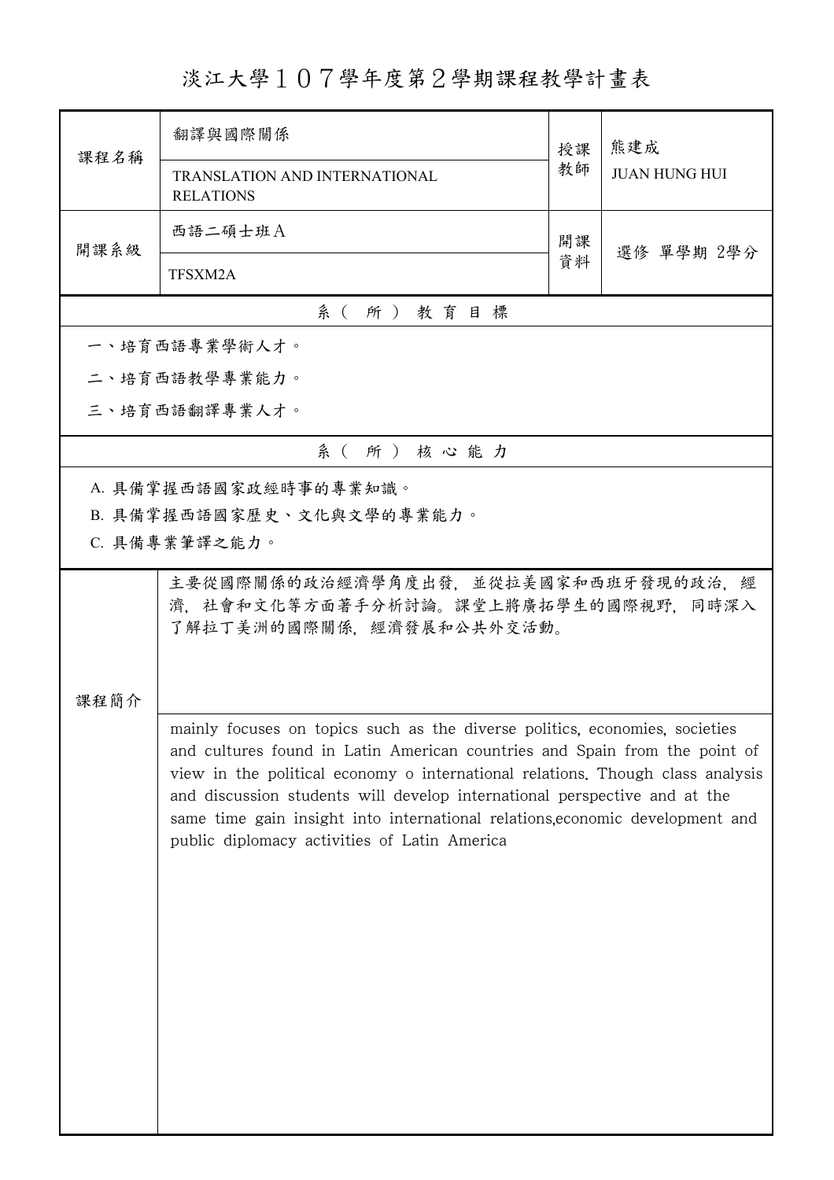# 淡江大學１０７學年度第２學期課程教學計畫表

| 課程名稱 | 翻譯與國際關係<br>TRANSLATION AND INTERNATIONAL RELATIONS | 授課教師 | 熊建成<br>JUAN HUNG HUI |
|---|---|---|---|
| 開課系級 | 西語二碩士班Ａ<br>TFSXM2A | 開課資料 | 選修 單學期 2學分 |

## 系（所）教育目標

一、培育西語專業學術人才。

二、培育西語教學專業能力。

三、培育西語翻譯專業人才。

## 系（所）核心能力

A. 具備掌握西語國家政經時事的專業知識。

B. 具備掌握西語國家歷史、文化與文學的專業能力。

C. 具備專業筆譯之能力。

## 課程簡介

主要從國際關係的政治經濟學角度出發，並從拉美國家和西班牙發現的政治，經濟，社會和文化等方面著手分析討論。課堂上將廣拓學生的國際視野，同時深入了解拉丁美洲的國際關係，經濟發展和公共外交活動。

mainly focuses on topics such as the diverse politics, economies, societies and cultures found in Latin American countries and Spain from the point of view in the political economy o international relations. Though class analysis and discussion students will develop international perspective and at the same time gain insight into international relations,economic development and public diplomacy activities of Latin America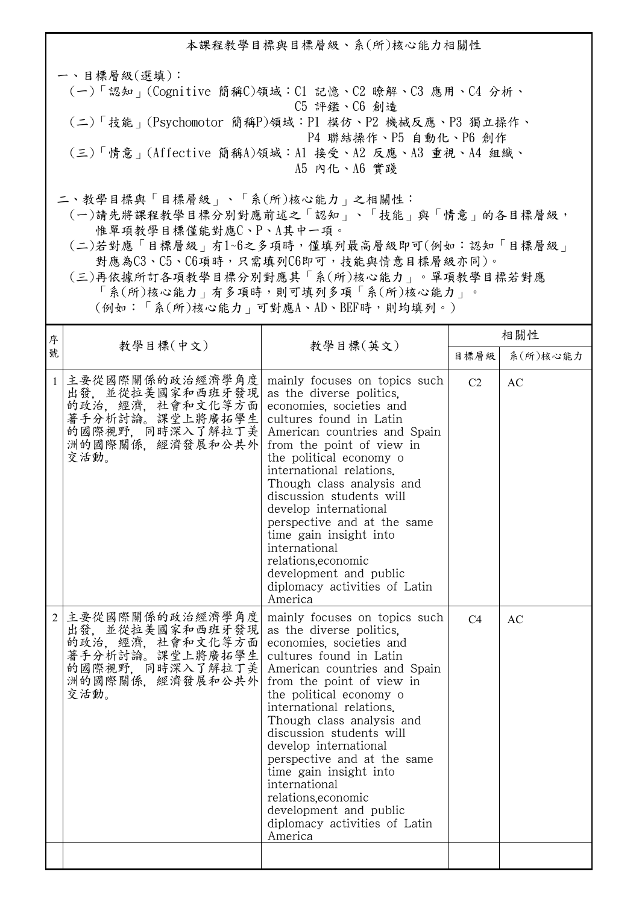## 本課程教學目標與目標層級、系(所)核心能力相關性

一、目標層級(選填)：

(一)「認知」(Cognitive 簡稱C)領域：C1 記憶、C2 瞭解、C3 應用、C4 分析、C5 評鑑、C6 創造

(二)「技能」(Psychomotor 簡稱P)領域：P1 模仿、P2 機械反應、P3 獨立操作、P4 聯結操作、P5 自動化、P6 創作

(三)「情意」(Affective 簡稱A)領域：A1 接受、A2 反應、A3 重視、A4 組織、A5 內化、A6 實踐

二、教學目標與「目標層級」、「系(所)核心能力」之相關性：

(一)請先將課程教學目標分別對應前述之「認知」、「技能」與「情意」的各目標層級，惟單項教學目標僅能對應C、P、A其中一項。

(二)若對應「目標層級」有1~6之多項時，僅填列最高層級即可(例如：認知「目標層級」對應為C3、C5、C6項時，只需填列C6即可，技能與情意目標層級亦同)。

(三)再依據所訂各項教學目標分別對應其「系(所)核心能力」。單項教學目標若對應「系(所)核心能力」有多項時，則可填列多項「系(所)核心能力」。(例如：「系(所)核心能力」可對應A、AD、BEF時，則均填列。)

| 序號 | 教學目標(中文) | 教學目標(英文) | 相關性 | |
|---|---|---|---|---|
| | | | 目標層級 | 系(所)核心能力 |
| 1 | 主要從國際關係的政治經濟學角度出發，並從拉美國家和西班牙發現的政治，經濟，社會和文化等方面著手分析討論。課堂上將廣拓學生的國際視野，同時深入了解拉丁美洲的國際關係，經濟發展和公共外交活動。 | mainly focuses on topics such as the diverse politics, economies, societies and cultures found in Latin American countries and Spain from the point of view in the political economy o international relations. Though class analysis and discussion students will develop international perspective and at the same time gain insight into international relations,economic development and public diplomacy activities of Latin America | C2 | AC |
| 2 | 主要從國際關係的政治經濟學角度出發，並從拉美國家和西班牙發現的政治，經濟，社會和文化等方面著手分析討論。課堂上將廣拓學生的國際視野，同時深入了解拉丁美洲的國際關係，經濟發展和公共外交活動。 | mainly focuses on topics such as the diverse politics, economies, societies and cultures found in Latin American countries and Spain from the point of view in the political economy o international relations. Though class analysis and discussion students will develop international perspective and at the same time gain insight into international relations,economic development and public diplomacy activities of Latin America | C4 | AC |
| | | | | |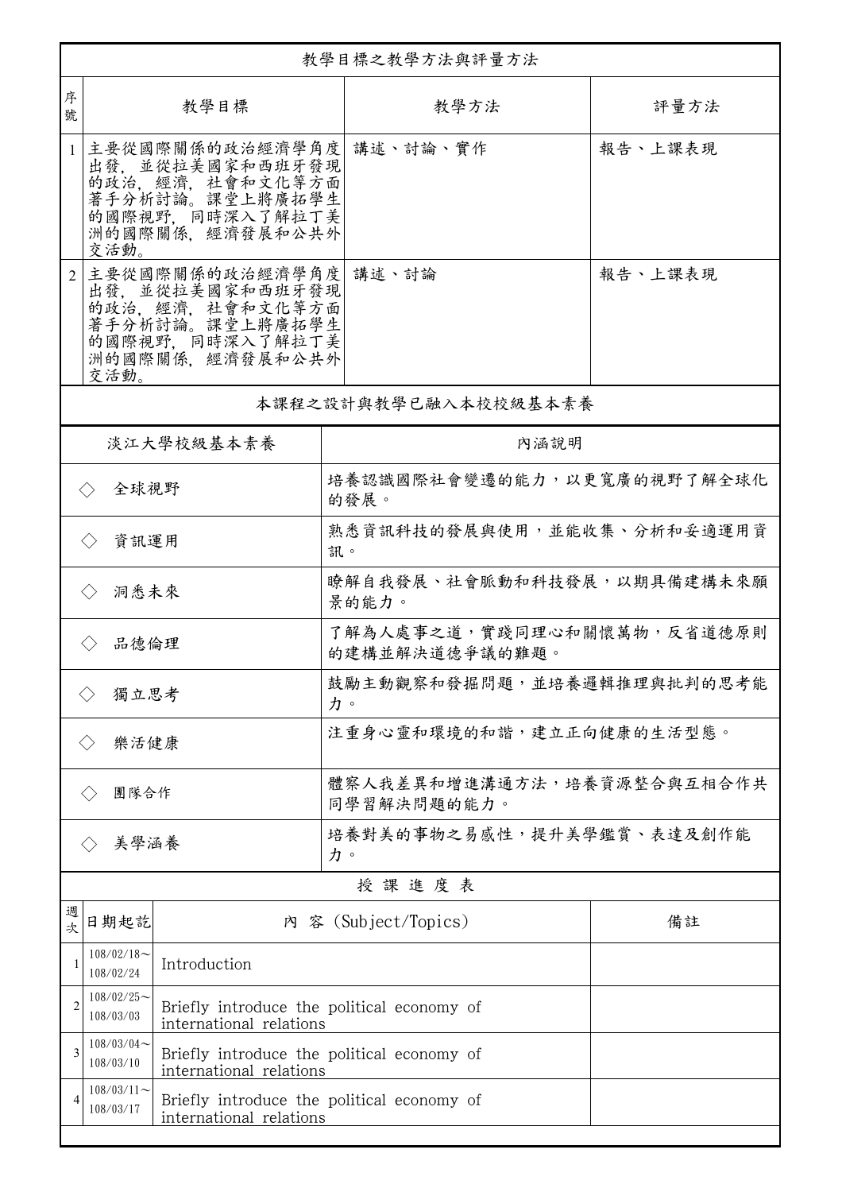## 教學目標之教學方法與評量方法

| 序號 | 教學目標 | 教學方法 | 評量方法 |
|---|---|---|---|
| 1 | 主要從國際關係的政治經濟學角度出發，並從拉美國家和西班牙發現的政治，經濟，社會和文化等方面著手分析討論。課堂上將廣拓學生的國際視野，同時深入了解拉丁美洲的國際關係，經濟發展和公共外交活動。 | 講述、討論、實作 | 報告、上課表現 |
| 2 | 主要從國際關係的政治經濟學角度出發，並從拉美國家和西班牙發現的政治，經濟，社會和文化等方面著手分析討論。課堂上將廣拓學生的國際視野，同時深入了解拉丁美洲的國際關係，經濟發展和公共外交活動。 | 講述、討論 | 報告、上課表現 |

## 本課程之設計與教學已融入本校校級基本素養

| 淡江大學校級基本素養 | 內涵說明 |
|---|---|
| ◇ 全球視野 | 培養認識國際社會變遷的能力，以更寬廣的視野了解全球化的發展。 |
| ◇ 資訊運用 | 熟悉資訊科技的發展與使用，並能收集、分析和妥適運用資訊。 |
| ◇ 洞悉未來 | 瞭解自我發展、社會脈動和科技發展，以期具備建構未來願景的能力。 |
| ◇ 品德倫理 | 了解為人處事之道，實踐同理心和關懷萬物，反省道德原則的建構並解決道德爭議的難題。 |
| ◇ 獨立思考 | 鼓勵主動觀察和發掘問題，並培養邏輯推理與批判的思考能力。 |
| ◇ 樂活健康 | 注重身心靈和環境的和諧，建立正向健康的生活型態。 |
| ◇ 團隊合作 | 體察人我差異和增進溝通方法，培養資源整合與互相合作共同學習解決問題的能力。 |
| ◇ 美學涵養 | 培養對美的事物之易感性，提升美學鑑賞、表達及創作能力。 |

## 授課進度表

| 週次 | 日期起訖 | 內 容 (Subject/Topics) | 備註 |
|---|---|---|---|
| 1 | 108/02/18～108/02/24 | Introduction | |
| 2 | 108/02/25～108/03/03 | Briefly introduce the political economy of international relations | |
| 3 | 108/03/04～108/03/10 | Briefly introduce the political economy of international relations | |
| 4 | 108/03/11～108/03/17 | Briefly introduce the political economy of international relations | |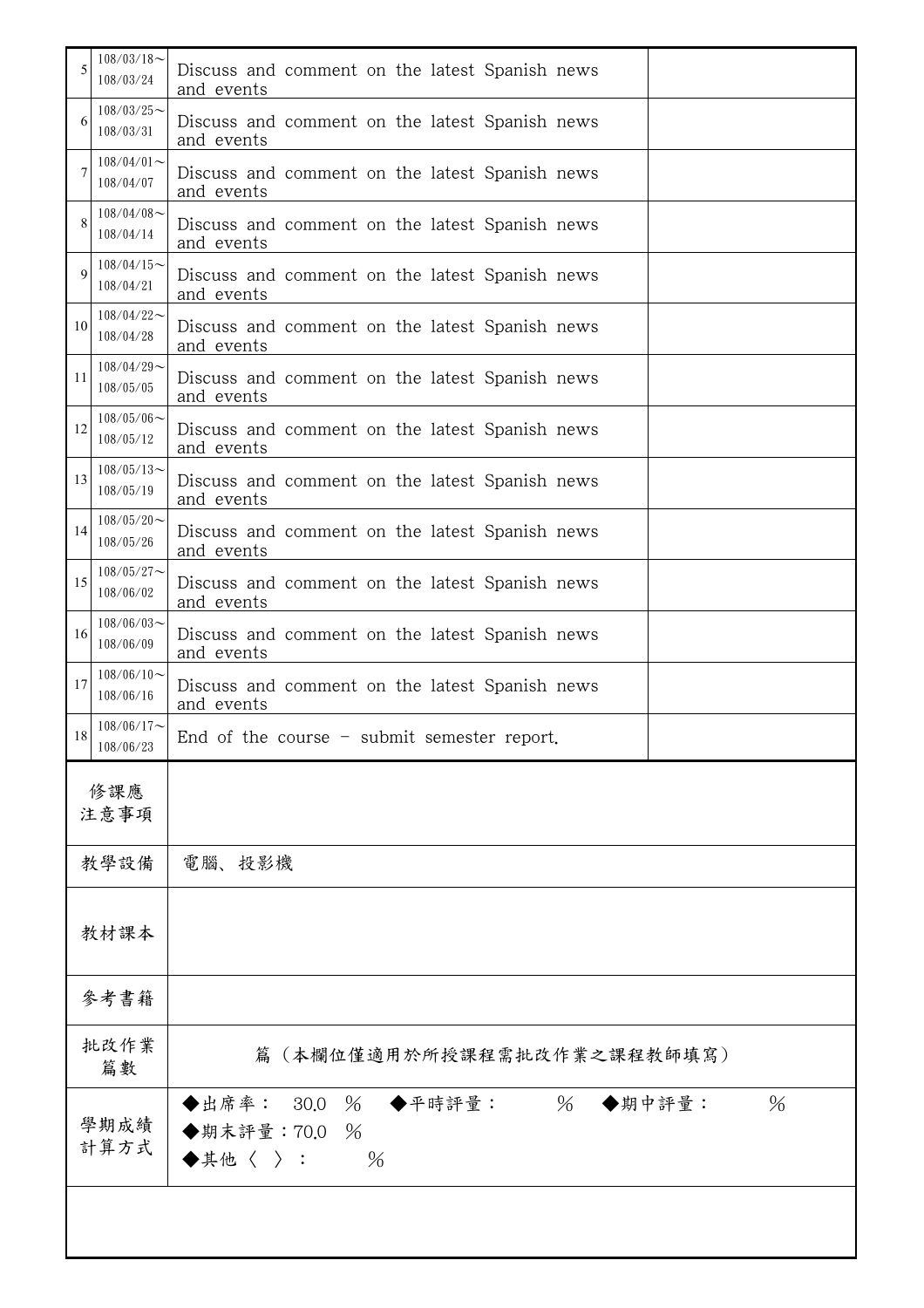| | | | |
|---|---|---|---|
| 5 | 108/03/18～108/03/24 | Discuss and comment on the latest Spanish news and events | |
| 6 | 108/03/25～108/03/31 | Discuss and comment on the latest Spanish news and events | |
| 7 | 108/04/01～108/04/07 | Discuss and comment on the latest Spanish news and events | |
| 8 | 108/04/08～108/04/14 | Discuss and comment on the latest Spanish news and events | |
| 9 | 108/04/15～108/04/21 | Discuss and comment on the latest Spanish news and events | |
| 10 | 108/04/22～108/04/28 | Discuss and comment on the latest Spanish news and events | |
| 11 | 108/04/29～108/05/05 | Discuss and comment on the latest Spanish news and events | |
| 12 | 108/05/06～108/05/12 | Discuss and comment on the latest Spanish news and events | |
| 13 | 108/05/13～108/05/19 | Discuss and comment on the latest Spanish news and events | |
| 14 | 108/05/20～108/05/26 | Discuss and comment on the latest Spanish news and events | |
| 15 | 108/05/27～108/06/02 | Discuss and comment on the latest Spanish news and events | |
| 16 | 108/06/03～108/06/09 | Discuss and comment on the latest Spanish news and events | |
| 17 | 108/06/10～108/06/16 | Discuss and comment on the latest Spanish news and events | |
| 18 | 108/06/17～108/06/23 | End of the course - submit semester report. | |

| | |
|---|---|
| 修課應注意事項 | |
| 教學設備 | 電腦、投影機 |
| 教材課本 | |
| 參考書籍 | |
| 批改作業篇數 | 篇（本欄位僅適用於所授課程需批改作業之課程教師填寫） |
| 學期成績計算方式 | ◆出席率： 30.0 ％ ◆平時評量： ％ ◆期中評量： ％<br>◆期末評量：70.0 ％<br>◆其他〈 〉： ％ |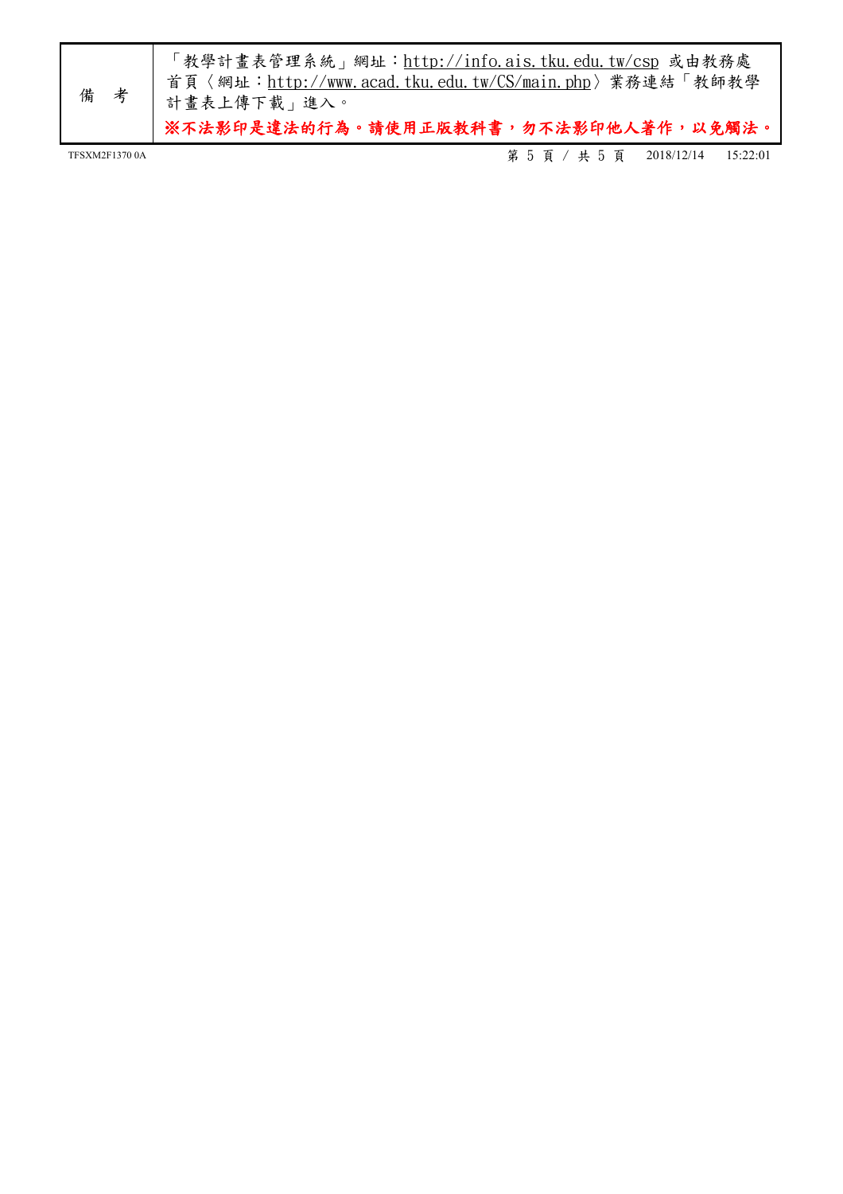| | |
|---|---|
| 備　考 | 「教學計畫表管理系統」網址：http://info.ais.tku.edu.tw/csp 或由教務處首頁〈網址：http://www.acad.tku.edu.tw/CS/main.php〉業務連結「教師教學計畫表上傳下載」進入。<br>**※不法影印是違法的行為。請使用正版教科書，勿不法影印他人著作，以免觸法。** |

TFSXM2F1370 0A　　2018/12/14　15:22:01